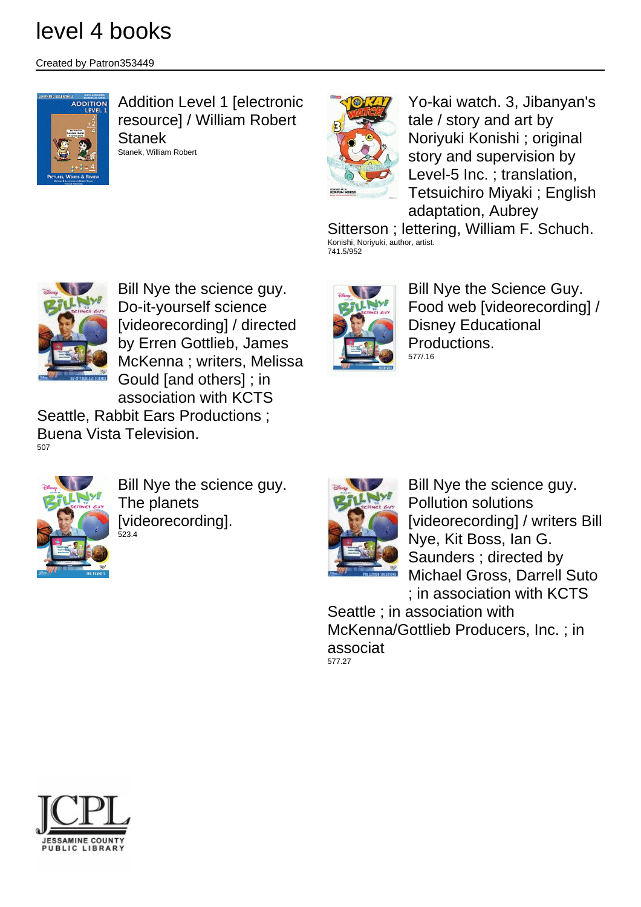# level 4 books

Created by Patron353449

Addition Level 1 [electronic resource] / William Robert Stanek
Stanek, William Robert

Yo-kai watch. 3, Jibanyan's tale / story and art by Noriyuki Konishi ; original story and supervision by Level-5 Inc. ; translation, Tetsuichiro Miyaki ; English adaptation, Aubrey Sitterson ; lettering, William F. Schuch.
Konishi, Noriyuki, author, artist.
741.5/952

Bill Nye the science guy. Do-it-yourself science [videorecording] / directed by Erren Gottlieb, James McKenna ; writers, Melissa Gould [and others] ; in association with KCTS Seattle, Rabbit Ears Productions ; Buena Vista Television.
507

Bill Nye the Science Guy. Food web [videorecording] / Disney Educational Productions.
577/.16

Bill Nye the science guy. The planets [videorecording].
523.4

Bill Nye the science guy. Pollution solutions [videorecording] / writers Bill Nye, Kit Boss, Ian G. Saunders ; directed by Michael Gross, Darrell Suto ; in association with KCTS Seattle ; in association with McKenna/Gottlieb Producers, Inc. ; in associat
577.27

JCPL
JESSAMINE COUNTY PUBLIC LIBRARY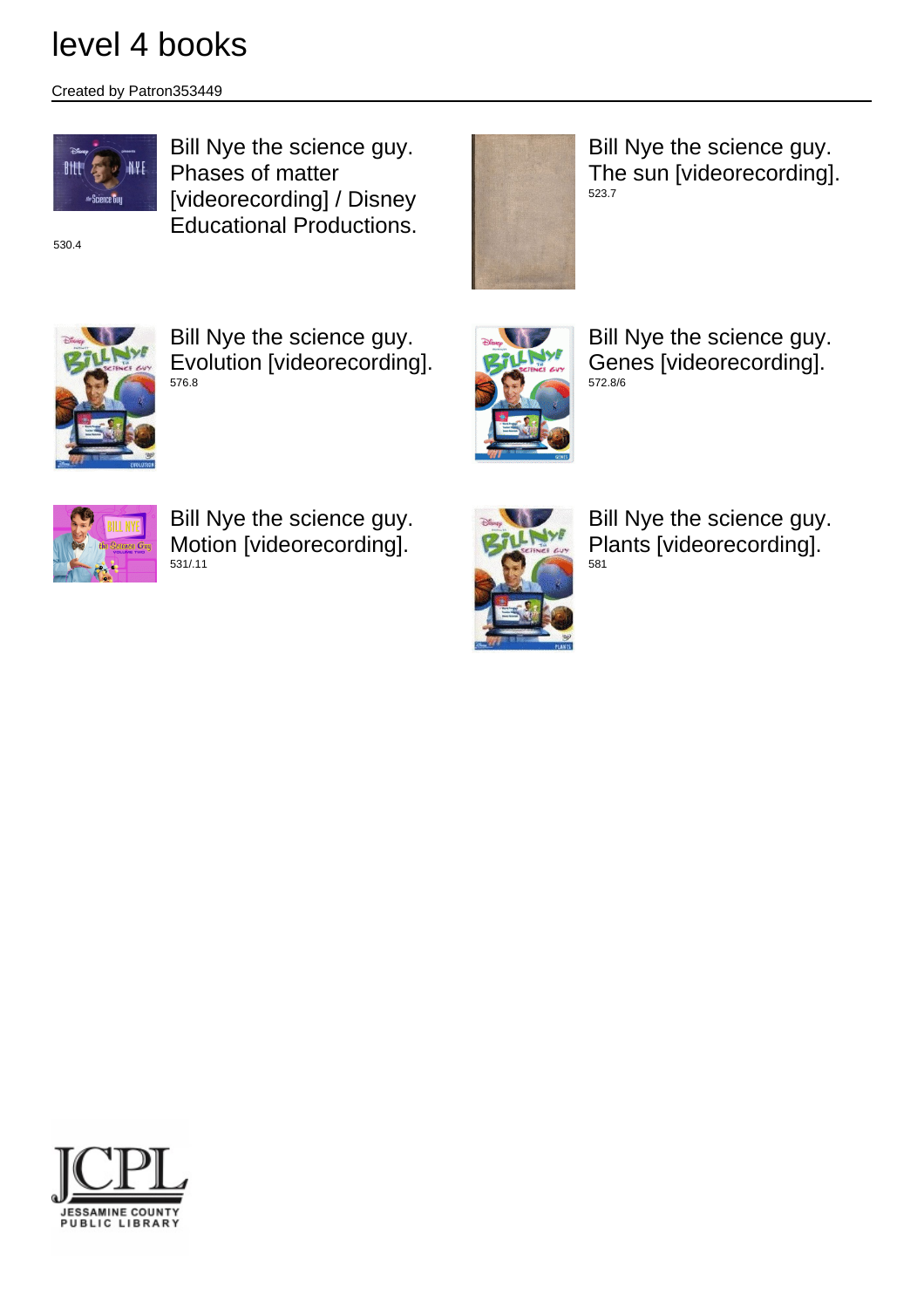# level 4 books

Created by Patron353449

Bill Nye the science guy. Phases of matter [videorecording] / Disney Educational Productions.

530.4

Bill Nye the science guy. The sun [videorecording].

523.7

Bill Nye the science guy. Evolution [videorecording].

576.8

Bill Nye the science guy. Genes [videorecording].

572.8/6

Bill Nye the science guy. Motion [videorecording].

531/.11

Bill Nye the science guy. Plants [videorecording].

581

JCPL
JESSAMINE COUNTY PUBLIC LIBRARY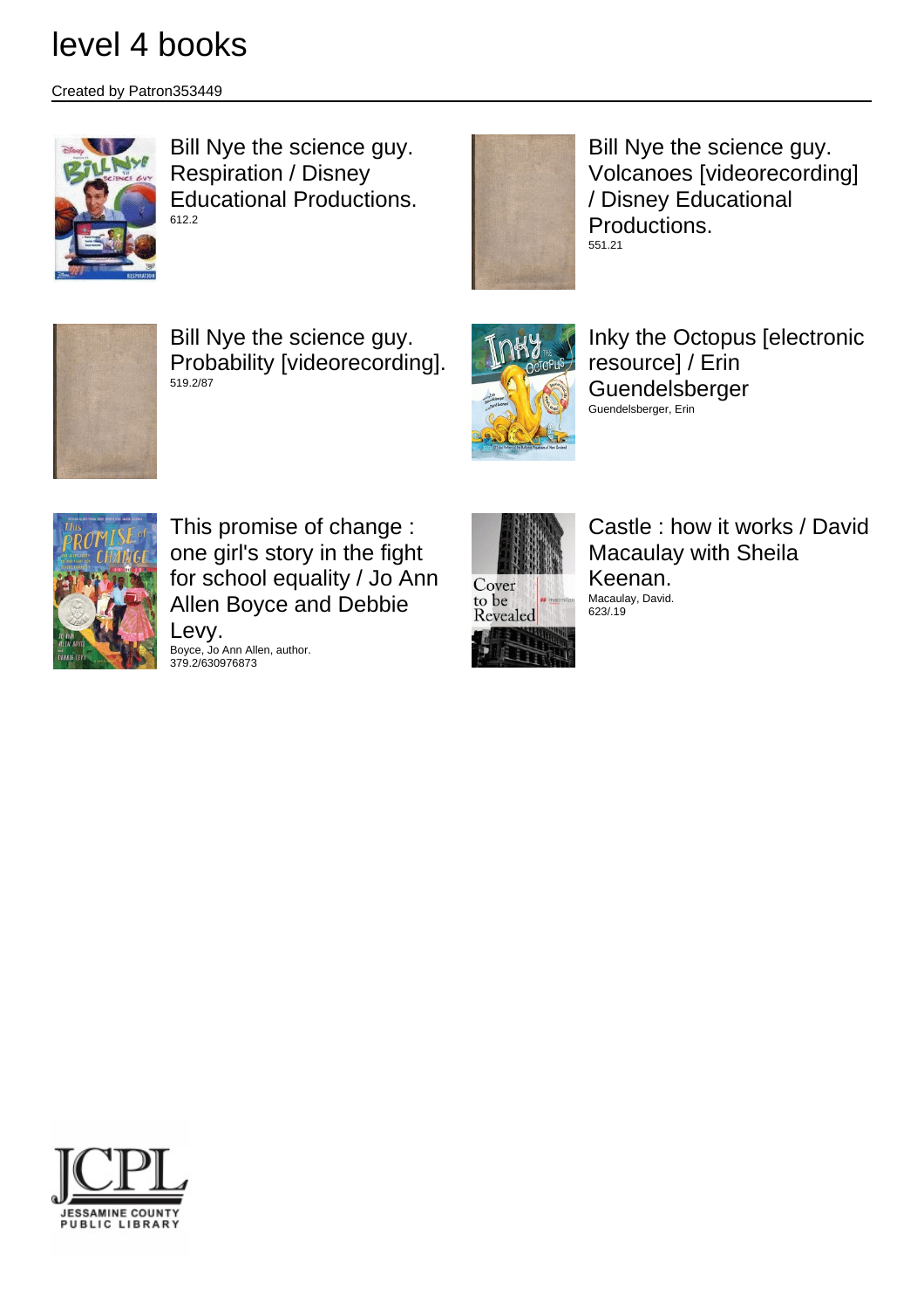# level 4 books

Created by Patron353449

Bill Nye the science guy. Respiration / Disney Educational Productions.
612.2

Bill Nye the science guy. Volcanoes [videorecording] / Disney Educational Productions.
551.21

Bill Nye the science guy. Probability [videorecording].
519.2/87

Inky the Octopus [electronic resource] / Erin Guendelsberger
Guendelsberger, Erin

This promise of change : one girl's story in the fight for school equality / Jo Ann Allen Boyce and Debbie Levy.
Boyce, Jo Ann Allen, author.
379.2/630976873

Castle : how it works / David Macaulay with Sheila Keenan.
Macaulay, David.
623/.19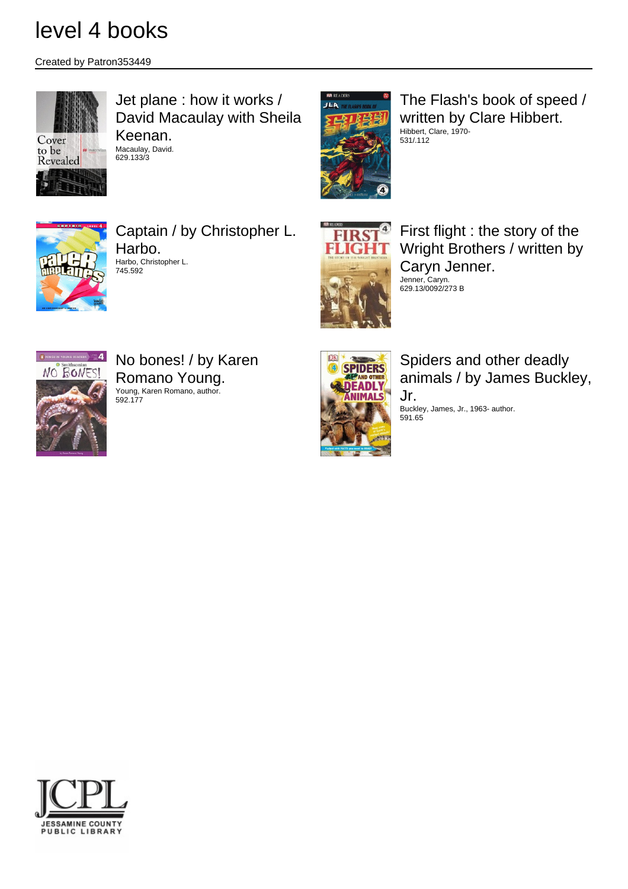# level 4 books

Created by Patron353449

Jet plane : how it works / David Macaulay with Sheila Keenan.
Macaulay, David.
629.133/3

The Flash's book of speed / written by Clare Hibbert.
Hibbert, Clare, 1970-
531/.112

Captain / by Christopher L. Harbo.
Harbo, Christopher L.
745.592

First flight : the story of the Wright Brothers / written by Caryn Jenner.
Jenner, Caryn.
629.13/0092/273 B

No bones! / by Karen Romano Young.
Young, Karen Romano, author.
592.177

Spiders and other deadly animals / by James Buckley, Jr.
Buckley, James, Jr., 1963- author.
591.65

JCPL
JESSAMINE COUNTY PUBLIC LIBRARY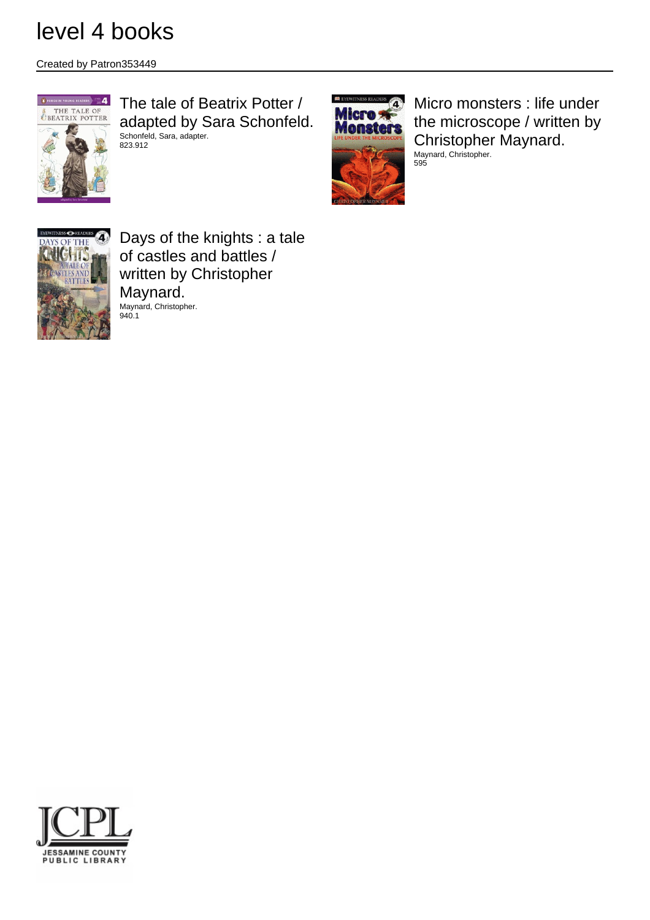# level 4 books

Created by Patron353449

The tale of Beatrix Potter / adapted by Sara Schonfeld.
Schonfeld, Sara, adapter.
823.912

Micro monsters : life under the microscope / written by Christopher Maynard.
Maynard, Christopher.
595

Days of the knights : a tale of castles and battles / written by Christopher Maynard.
Maynard, Christopher.
940.1

JCPL
JESSAMINE COUNTY PUBLIC LIBRARY